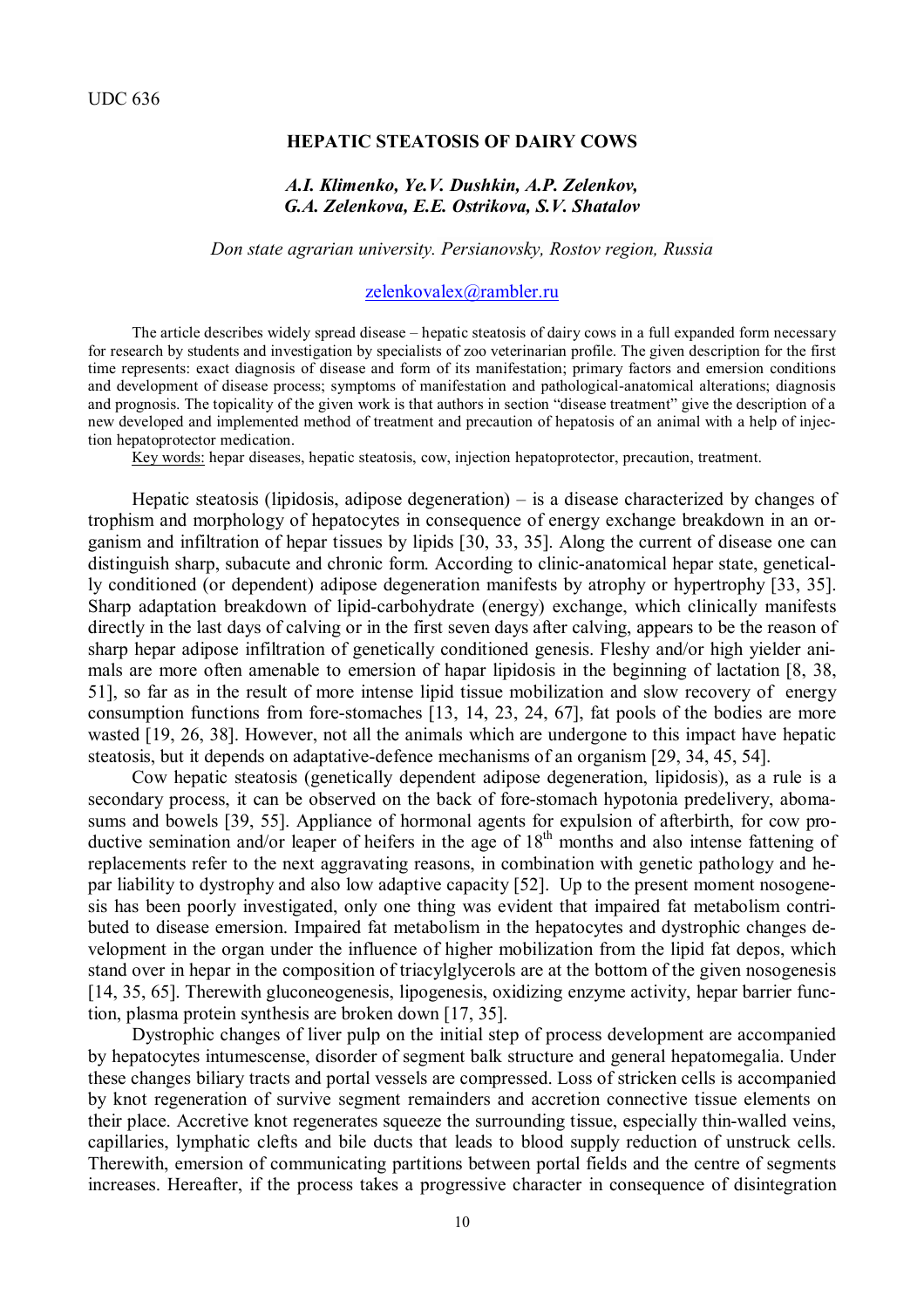UDC 636

# HEPATIC STEATOSIS OF DAIRY COWS

***A.I. Klimenko, Ye.V. Dushkin, A.P. Zelenkov, G.A. Zelenkova, E.E. Ostrikova, S.V. Shatalov***

*Don state agrarian university. Persianovsky, Rostov region, Russia*

zelenkovalex@rambler.ru

The article describes widely spread disease – hepatic steatosis of dairy cows in a full expanded form necessary for research by students and investigation by specialists of zoo veterinarian profile. The given description for the first time represents: exact diagnosis of disease and form of its manifestation; primary factors and emersion conditions and development of disease process; symptoms of manifestation and pathological-anatomical alterations; diagnosis and prognosis. The topicality of the given work is that authors in section "disease treatment" give the description of a new developed and implemented method of treatment and precaution of hepatosis of an animal with a help of injection hepatoprotector medication.

Key words: hepar diseases, hepatic steatosis, cow, injection hepatoprotector, precaution, treatment.

Hepatic steatosis (lipidosis, adipose degeneration) – is a disease characterized by changes of trophism and morphology of hepatocytes in consequence of energy exchange breakdown in an organism and infiltration of hepar tissues by lipids [30, 33, 35]. Along the current of disease one can distinguish sharp, subacute and chronic form. According to clinic-anatomical hepar state, genetically conditioned (or dependent) adipose degeneration manifests by atrophy or hypertrophy [33, 35]. Sharp adaptation breakdown of lipid-carbohydrate (energy) exchange, which clinically manifests directly in the last days of calving or in the first seven days after calving, appears to be the reason of sharp hepar adipose infiltration of genetically conditioned genesis. Fleshy and/or high yielder animals are more often amenable to emersion of hapar lipidosis in the beginning of lactation [8, 38, 51], so far as in the result of more intense lipid tissue mobilization and slow recovery of energy consumption functions from fore-stomaches [13, 14, 23, 24, 67], fat pools of the bodies are more wasted [19, 26, 38]. However, not all the animals which are undergone to this impact have hepatic steatosis, but it depends on adaptative-defence mechanisms of an organism [29, 34, 45, 54].

Cow hepatic steatosis (genetically dependent adipose degeneration, lipidosis), as a rule is a secondary process, it can be observed on the back of fore-stomach hypotonia predelivery, abomasums and bowels [39, 55]. Appliance of hormonal agents for expulsion of afterbirth, for cow productive semination and/or leaper of heifers in the age of 18[th] months and also intense fattening of replacements refer to the next aggravating reasons, in combination with genetic pathology and hepar liability to dystrophy and also low adaptive capacity [52]. Up to the present moment nosogenesis has been poorly investigated, only one thing was evident that impaired fat metabolism contributed to disease emersion. Impaired fat metabolism in the hepatocytes and dystrophic changes development in the organ under the influence of higher mobilization from the lipid fat depos, which stand over in hepar in the composition of triacylglycerols are at the bottom of the given nosogenesis [14, 35, 65]. Therewith gluconeogenesis, lipogenesis, oxidizing enzyme activity, hepar barrier function, plasma protein synthesis are broken down [17, 35].

Dystrophic changes of liver pulp on the initial step of process development are accompanied by hepatocytes intumescense, disorder of segment balk structure and general hepatomegalia. Under these changes biliary tracts and portal vessels are compressed. Loss of stricken cells is accompanied by knot regeneration of survive segment remainders and accretion connective tissue elements on their place. Accretive knot regenerates squeeze the surrounding tissue, especially thin-walled veins, capillaries, lymphatic clefts and bile ducts that leads to blood supply reduction of unstruck cells. Therewith, emersion of communicating partitions between portal fields and the centre of segments increases. Hereafter, if the process takes a progressive character in consequence of disintegration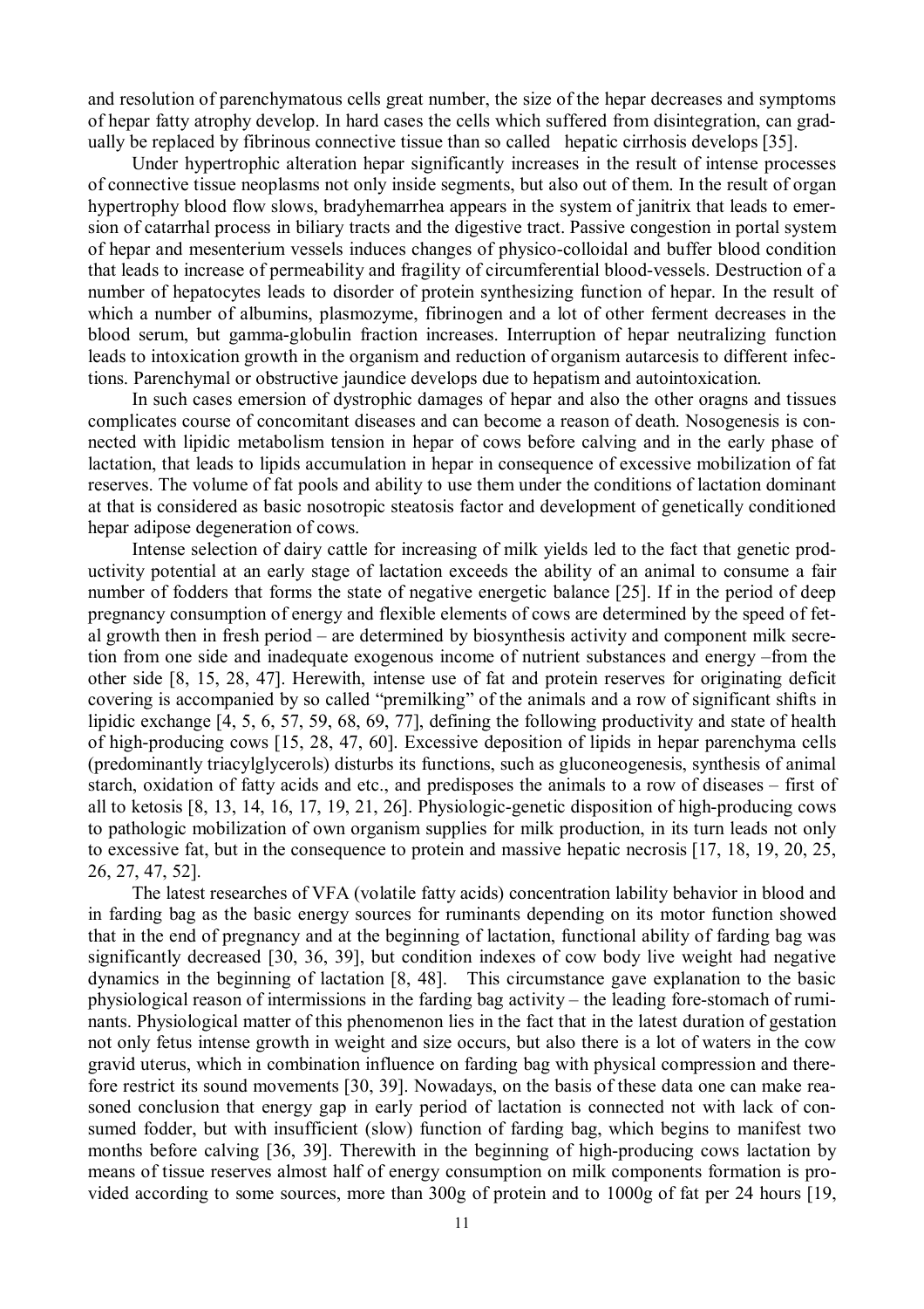and resolution of parenchymatous cells great number, the size of the hepar decreases and symptoms of hepar fatty atrophy develop. In hard cases the cells which suffered from disintegration, can gradually be replaced by fibrinous connective tissue than so called hepatic cirrhosis develops [35].

Under hypertrophic alteration hepar significantly increases in the result of intense processes of connective tissue neoplasms not only inside segments, but also out of them. In the result of organ hypertrophy blood flow slows, bradyhemarrhea appears in the system of janitrix that leads to emersion of catarrhal process in biliary tracts and the digestive tract. Passive congestion in portal system of hepar and mesenterium vessels induces changes of physico-colloidal and buffer blood condition that leads to increase of permeability and fragility of circumferential blood-vessels. Destruction of a number of hepatocytes leads to disorder of protein synthesizing function of hepar. In the result of which a number of albumins, plasmozyme, fibrinogen and a lot of other ferment decreases in the blood serum, but gamma-globulin fraction increases. Interruption of hepar neutralizing function leads to intoxication growth in the organism and reduction of organism autarcesis to different infections. Parenchymal or obstructive jaundice develops due to hepatism and autointoxication.

In such cases emersion of dystrophic damages of hepar and also the other oragns and tissues complicates course of concomitant diseases and can become a reason of death. Nosogenesis is connected with lipidic metabolism tension in hepar of cows before calving and in the early phase of lactation, that leads to lipids accumulation in hepar in consequence of excessive mobilization of fat reserves. The volume of fat pools and ability to use them under the conditions of lactation dominant at that is considered as basic nosotropic steatosis factor and development of genetically conditioned hepar adipose degeneration of cows.

Intense selection of dairy cattle for increasing of milk yields led to the fact that genetic productivity potential at an early stage of lactation exceeds the ability of an animal to consume a fair number of fodders that forms the state of negative energetic balance [25]. If in the period of deep pregnancy consumption of energy and flexible elements of cows are determined by the speed of fetal growth then in fresh period – are determined by biosynthesis activity and component milk secretion from one side and inadequate exogenous income of nutrient substances and energy –from the other side [8, 15, 28, 47]. Herewith, intense use of fat and protein reserves for originating deficit covering is accompanied by so called "premilking" of the animals and a row of significant shifts in lipidic exchange [4, 5, 6, 57, 59, 68, 69, 77], defining the following productivity and state of health of high-producing cows [15, 28, 47, 60]. Excessive deposition of lipids in hepar parenchyma cells (predominantly triacylglycerols) disturbs its functions, such as gluconeogenesis, synthesis of animal starch, oxidation of fatty acids and etc., and predisposes the animals to a row of diseases – first of all to ketosis [8, 13, 14, 16, 17, 19, 21, 26]. Physiologic-genetic disposition of high-producing cows to pathologic mobilization of own organism supplies for milk production, in its turn leads not only to excessive fat, but in the consequence to protein and massive hepatic necrosis [17, 18, 19, 20, 25, 26, 27, 47, 52].

The latest researches of VFA (volatile fatty acids) concentration lability behavior in blood and in farding bag as the basic energy sources for ruminants depending on its motor function showed that in the end of pregnancy and at the beginning of lactation, functional ability of farding bag was significantly decreased [30, 36, 39], but condition indexes of cow body live weight had negative dynamics in the beginning of lactation [8, 48]. This circumstance gave explanation to the basic physiological reason of intermissions in the farding bag activity – the leading fore-stomach of ruminants. Physiological matter of this phenomenon lies in the fact that in the latest duration of gestation not only fetus intense growth in weight and size occurs, but also there is a lot of waters in the cow gravid uterus, which in combination influence on farding bag with physical compression and therefore restrict its sound movements [30, 39]. Nowadays, on the basis of these data one can make reasoned conclusion that energy gap in early period of lactation is connected not with lack of consumed fodder, but with insufficient (slow) function of farding bag, which begins to manifest two months before calving [36, 39]. Therewith in the beginning of high-producing cows lactation by means of tissue reserves almost half of energy consumption on milk components formation is provided according to some sources, more than 300g of protein and to 1000g of fat per 24 hours [19,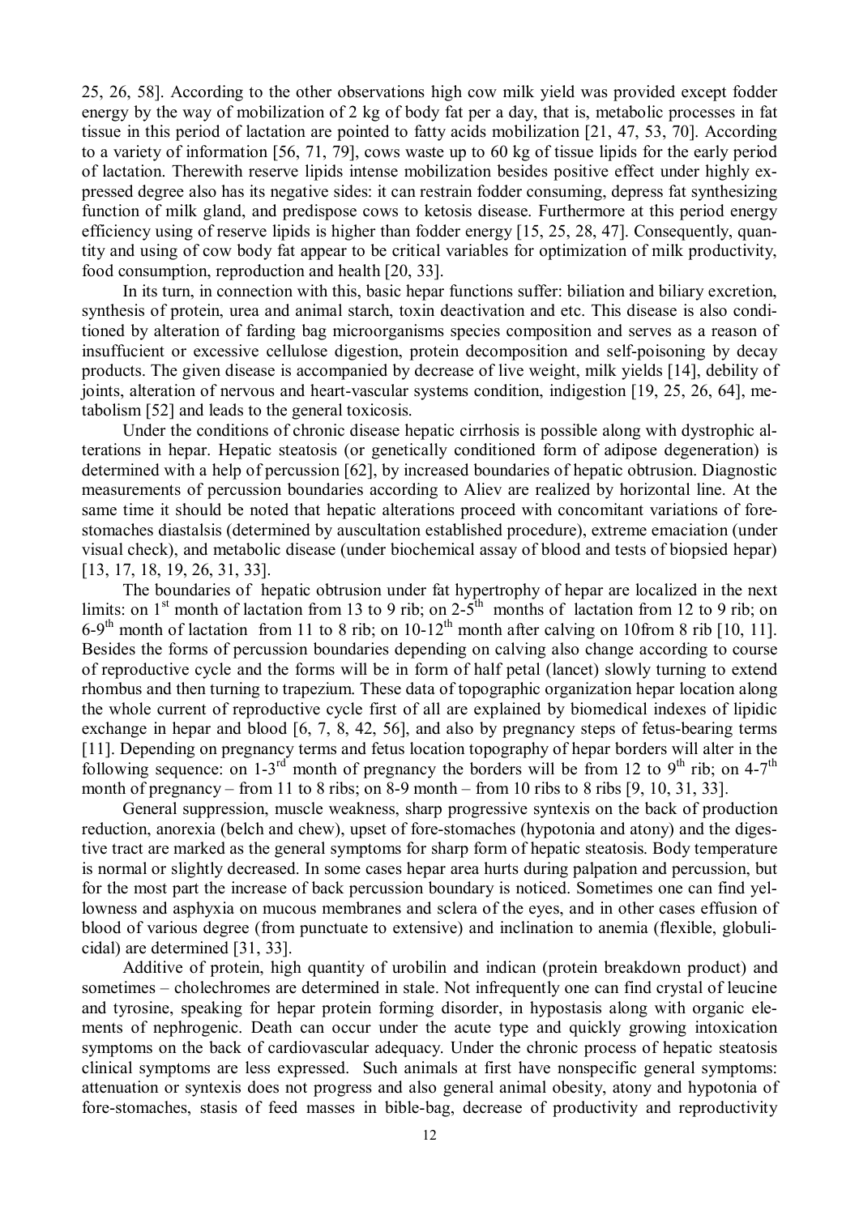25, 26, 58]. According to the other observations high cow milk yield was provided except fodder energy by the way of mobilization of 2 kg of body fat per a day, that is, metabolic processes in fat tissue in this period of lactation are pointed to fatty acids mobilization [21, 47, 53, 70]. According to a variety of information [56, 71, 79], cows waste up to 60 kg of tissue lipids for the early period of lactation. Therewith reserve lipids intense mobilization besides positive effect under highly expressed degree also has its negative sides: it can restrain fodder consuming, depress fat synthesizing function of milk gland, and predispose cows to ketosis disease. Furthermore at this period energy efficiency using of reserve lipids is higher than fodder energy [15, 25, 28, 47]. Consequently, quantity and using of cow body fat appear to be critical variables for optimization of milk productivity, food consumption, reproduction and health [20, 33].

In its turn, in connection with this, basic hepar functions suffer: biliation and biliary excretion, synthesis of protein, urea and animal starch, toxin deactivation and etc. This disease is also conditioned by alteration of farding bag microorganisms species composition and serves as a reason of insuffucient or excessive cellulose digestion, protein decomposition and self-poisoning by decay products. The given disease is accompanied by decrease of live weight, milk yields [14], debility of joints, alteration of nervous and heart-vascular systems condition, indigestion [19, 25, 26, 64], metabolism [52] and leads to the general toxicosis.

Under the conditions of chronic disease hepatic cirrhosis is possible along with dystrophic alterations in hepar. Hepatic steatosis (or genetically conditioned form of adipose degeneration) is determined with a help of percussion [62], by increased boundaries of hepatic obtrusion. Diagnostic measurements of percussion boundaries according to Aliev are realized by horizontal line. At the same time it should be noted that hepatic alterations proceed with concomitant variations of fore-stomaches diastalsis (determined by auscultation established procedure), extreme emaciation (under visual check), and metabolic disease (under biochemical assay of blood and tests of biopsied hepar) [13, 17, 18, 19, 26, 31, 33].

The boundaries of hepatic obtrusion under fat hypertrophy of hepar are localized in the next limits: on 1st month of lactation from 13 to 9 rib; on 2-5th months of lactation from 12 to 9 rib; on 6-9th month of lactation from 11 to 8 rib; on 10-12th month after calving on 10from 8 rib [10, 11]. Besides the forms of percussion boundaries depending on calving also change according to course of reproductive cycle and the forms will be in form of half petal (lancet) slowly turning to extend rhombus and then turning to trapezium. These data of topographic organization hepar location along the whole current of reproductive cycle first of all are explained by biomedical indexes of lipidic exchange in hepar and blood [6, 7, 8, 42, 56], and also by pregnancy steps of fetus-bearing terms [11]. Depending on pregnancy terms and fetus location topography of hepar borders will alter in the following sequence: on 1-3rd month of pregnancy the borders will be from 12 to 9th rib; on 4-7th month of pregnancy – from 11 to 8 ribs; on 8-9 month – from 10 ribs to 8 ribs [9, 10, 31, 33].

General suppression, muscle weakness, sharp progressive syntexis on the back of production reduction, anorexia (belch and chew), upset of fore-stomaches (hypotonia and atony) and the digestive tract are marked as the general symptoms for sharp form of hepatic steatosis. Body temperature is normal or slightly decreased. In some cases hepar area hurts during palpation and percussion, but for the most part the increase of back percussion boundary is noticed. Sometimes one can find yellowness and asphyxia on mucous membranes and sclera of the eyes, and in other cases effusion of blood of various degree (from punctuate to extensive) and inclination to anemia (flexible, globulicidal) are determined [31, 33].

Additive of protein, high quantity of urobilin and indican (protein breakdown product) and sometimes – cholechromes are determined in stale. Not infrequently one can find crystal of leucine and tyrosine, speaking for hepar protein forming disorder, in hypostasis along with organic elements of nephrogenic. Death can occur under the acute type and quickly growing intoxication symptoms on the back of cardiovascular adequacy. Under the chronic process of hepatic steatosis clinical symptoms are less expressed. Such animals at first have nonspecific general symptoms: attenuation or syntexis does not progress and also general animal obesity, atony and hypotonia of fore-stomaches, stasis of feed masses in bible-bag, decrease of productivity and reproductivity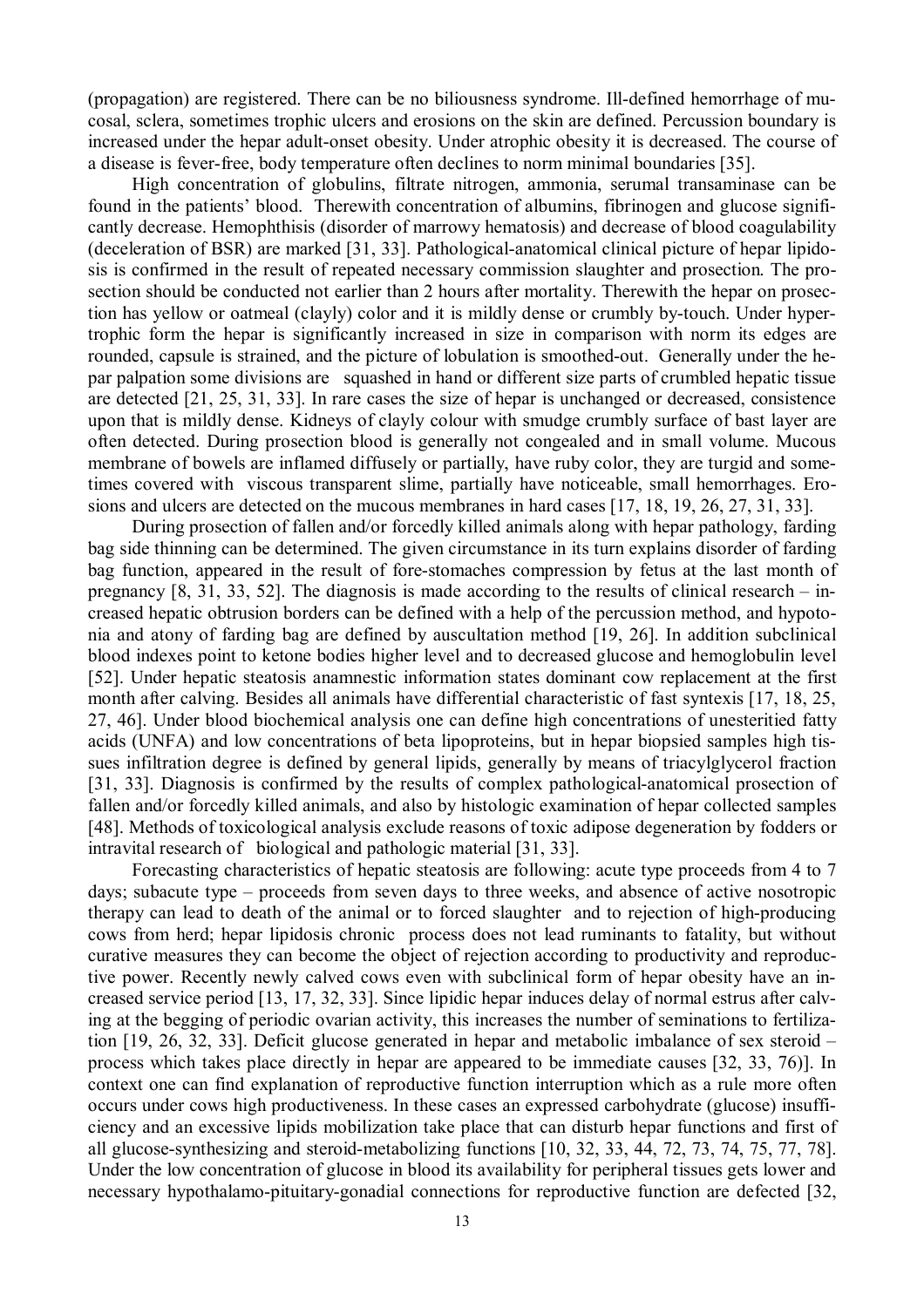(propagation) are registered. There can be no biliousness syndrome. Ill-defined hemorrhage of mucosal, sclera, sometimes trophic ulcers and erosions on the skin are defined. Percussion boundary is increased under the hepar adult-onset obesity. Under atrophic obesity it is decreased. The course of a disease is fever-free, body temperature often declines to norm minimal boundaries [35].

High concentration of globulins, filtrate nitrogen, ammonia, serumal transaminase can be found in the patients' blood. Therewith concentration of albumins, fibrinogen and glucose significantly decrease. Hemophthisis (disorder of marrowy hematosis) and decrease of blood coagulability (deceleration of BSR) are marked [31, 33]. Pathological-anatomical clinical picture of hepar lipidosis is confirmed in the result of repeated necessary commission slaughter and prosection. The prosection should be conducted not earlier than 2 hours after mortality. Therewith the hepar on prosection has yellow or oatmeal (clayly) color and it is mildly dense or crumbly by-touch. Under hypertrophic form the hepar is significantly increased in size in comparison with norm its edges are rounded, capsule is strained, and the picture of lobulation is smoothed-out. Generally under the hepar palpation some divisions are squashed in hand or different size parts of crumbled hepatic tissue are detected [21, 25, 31, 33]. In rare cases the size of hepar is unchanged or decreased, consistence upon that is mildly dense. Kidneys of clayly colour with smudge crumbly surface of bast layer are often detected. During prosection blood is generally not congealed and in small volume. Mucous membrane of bowels are inflamed diffusely or partially, have ruby color, they are turgid and sometimes covered with viscous transparent slime, partially have noticeable, small hemorrhages. Erosions and ulcers are detected on the mucous membranes in hard cases [17, 18, 19, 26, 27, 31, 33].

During prosection of fallen and/or forcedly killed animals along with hepar pathology, farding bag side thinning can be determined. The given circumstance in its turn explains disorder of farding bag function, appeared in the result of fore-stomaches compression by fetus at the last month of pregnancy [8, 31, 33, 52]. The diagnosis is made according to the results of clinical research – increased hepatic obtrusion borders can be defined with a help of the percussion method, and hypotonia and atony of farding bag are defined by auscultation method [19, 26]. In addition subclinical blood indexes point to ketone bodies higher level and to decreased glucose and hemoglobulin level [52]. Under hepatic steatosis anamnestic information states dominant cow replacement at the first month after calving. Besides all animals have differential characteristic of fast syntexis [17, 18, 25, 27, 46]. Under blood biochemical analysis one can define high concentrations of unesteritied fatty acids (UNFA) and low concentrations of beta lipoproteins, but in hepar biopsied samples high tissues infiltration degree is defined by general lipids, generally by means of triacylglycerol fraction [31, 33]. Diagnosis is confirmed by the results of complex pathological-anatomical prosection of fallen and/or forcedly killed animals, and also by histologic examination of hepar collected samples [48]. Methods of toxicological analysis exclude reasons of toxic adipose degeneration by fodders or intravital research of biological and pathologic material [31, 33].

Forecasting characteristics of hepatic steatosis are following: acute type proceeds from 4 to 7 days; subacute type – proceeds from seven days to three weeks, and absence of active nosotropic therapy can lead to death of the animal or to forced slaughter and to rejection of high-producing cows from herd; hepar lipidosis chronic process does not lead ruminants to fatality, but without curative measures they can become the object of rejection according to productivity and reproductive power. Recently newly calved cows even with subclinical form of hepar obesity have an increased service period [13, 17, 32, 33]. Since lipidic hepar induces delay of normal estrus after calving at the begging of periodic ovarian activity, this increases the number of seminations to fertilization [19, 26, 32, 33]. Deficit glucose generated in hepar and metabolic imbalance of sex steroid – process which takes place directly in hepar are appeared to be immediate causes [32, 33, 76)]. In context one can find explanation of reproductive function interruption which as a rule more often occurs under cows high productiveness. In these cases an expressed carbohydrate (glucose) insufficiency and an excessive lipids mobilization take place that can disturb hepar functions and first of all glucose-synthesizing and steroid-metabolizing functions [10, 32, 33, 44, 72, 73, 74, 75, 77, 78]. Under the low concentration of glucose in blood its availability for peripheral tissues gets lower and necessary hypothalamo-pituitary-gonadial connections for reproductive function are defected [32,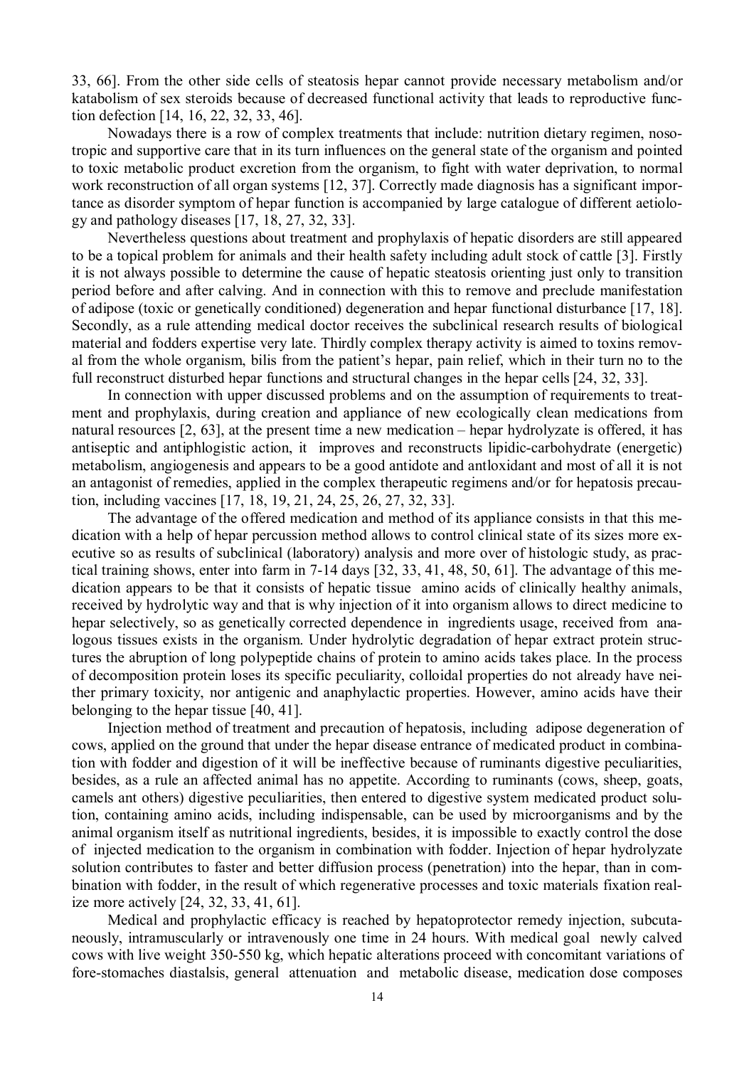33, 66]. From the other side cells of steatosis hepar cannot provide necessary metabolism and/or katabolism of sex steroids because of decreased functional activity that leads to reproductive function defection [14, 16, 22, 32, 33, 46].

Nowadays there is a row of complex treatments that include: nutrition dietary regimen, nosotropic and supportive care that in its turn influences on the general state of the organism and pointed to toxic metabolic product excretion from the organism, to fight with water deprivation, to normal work reconstruction of all organ systems [12, 37]. Correctly made diagnosis has a significant importance as disorder symptom of hepar function is accompanied by large catalogue of different aetiology and pathology diseases [17, 18, 27, 32, 33].

Nevertheless questions about treatment and prophylaxis of hepatic disorders are still appeared to be a topical problem for animals and their health safety including adult stock of cattle [3]. Firstly it is not always possible to determine the cause of hepatic steatosis orienting just only to transition period before and after calving. And in connection with this to remove and preclude manifestation of adipose (toxic or genetically conditioned) degeneration and hepar functional disturbance [17, 18]. Secondly, as a rule attending medical doctor receives the subclinical research results of biological material and fodders expertise very late. Thirdly complex therapy activity is aimed to toxins removal from the whole organism, bilis from the patient's hepar, pain relief, which in their turn no to the full reconstruct disturbed hepar functions and structural changes in the hepar cells [24, 32, 33].

In connection with upper discussed problems and on the assumption of requirements to treatment and prophylaxis, during creation and appliance of new ecologically clean medications from natural resources [2, 63], at the present time a new medication – hepar hydrolyzate is offered, it has antiseptic and antiphlogistic action, it improves and reconstructs lipidic-carbohydrate (energetic) metabolism, angiogenesis and appears to be a good antidote and antloxidant and most of all it is not an antagonist of remedies, applied in the complex therapeutic regimens and/or for hepatosis precaution, including vaccines [17, 18, 19, 21, 24, 25, 26, 27, 32, 33].

The advantage of the offered medication and method of its appliance consists in that this medication with a help of hepar percussion method allows to control clinical state of its sizes more executive so as results of subclinical (laboratory) analysis and more over of histologic study, as practical training shows, enter into farm in 7-14 days [32, 33, 41, 48, 50, 61]. The advantage of this medication appears to be that it consists of hepatic tissue amino acids of clinically healthy animals, received by hydrolytic way and that is why injection of it into organism allows to direct medicine to hepar selectively, so as genetically corrected dependence in ingredients usage, received from analogous tissues exists in the organism. Under hydrolytic degradation of hepar extract protein structures the abruption of long polypeptide chains of protein to amino acids takes place. In the process of decomposition protein loses its specific peculiarity, colloidal properties do not already have neither primary toxicity, nor antigenic and anaphylactic properties. However, amino acids have their belonging to the hepar tissue [40, 41].

Injection method of treatment and precaution of hepatosis, including adipose degeneration of cows, applied on the ground that under the hepar disease entrance of medicated product in combination with fodder and digestion of it will be ineffective because of ruminants digestive peculiarities, besides, as a rule an affected animal has no appetite. According to ruminants (cows, sheep, goats, camels ant others) digestive peculiarities, then entered to digestive system medicated product solution, containing amino acids, including indispensable, can be used by microorganisms and by the animal organism itself as nutritional ingredients, besides, it is impossible to exactly control the dose of injected medication to the organism in combination with fodder. Injection of hepar hydrolyzate solution contributes to faster and better diffusion process (penetration) into the hepar, than in combination with fodder, in the result of which regenerative processes and toxic materials fixation realize more actively [24, 32, 33, 41, 61].

Medical and prophylactic efficacy is reached by hepatoprotector remedy injection, subcutaneously, intramuscularly or intravenously one time in 24 hours. With medical goal newly calved cows with live weight 350-550 kg, which hepatic alterations proceed with concomitant variations of fore-stomaches diastalsis, general attenuation and metabolic disease, medication dose composes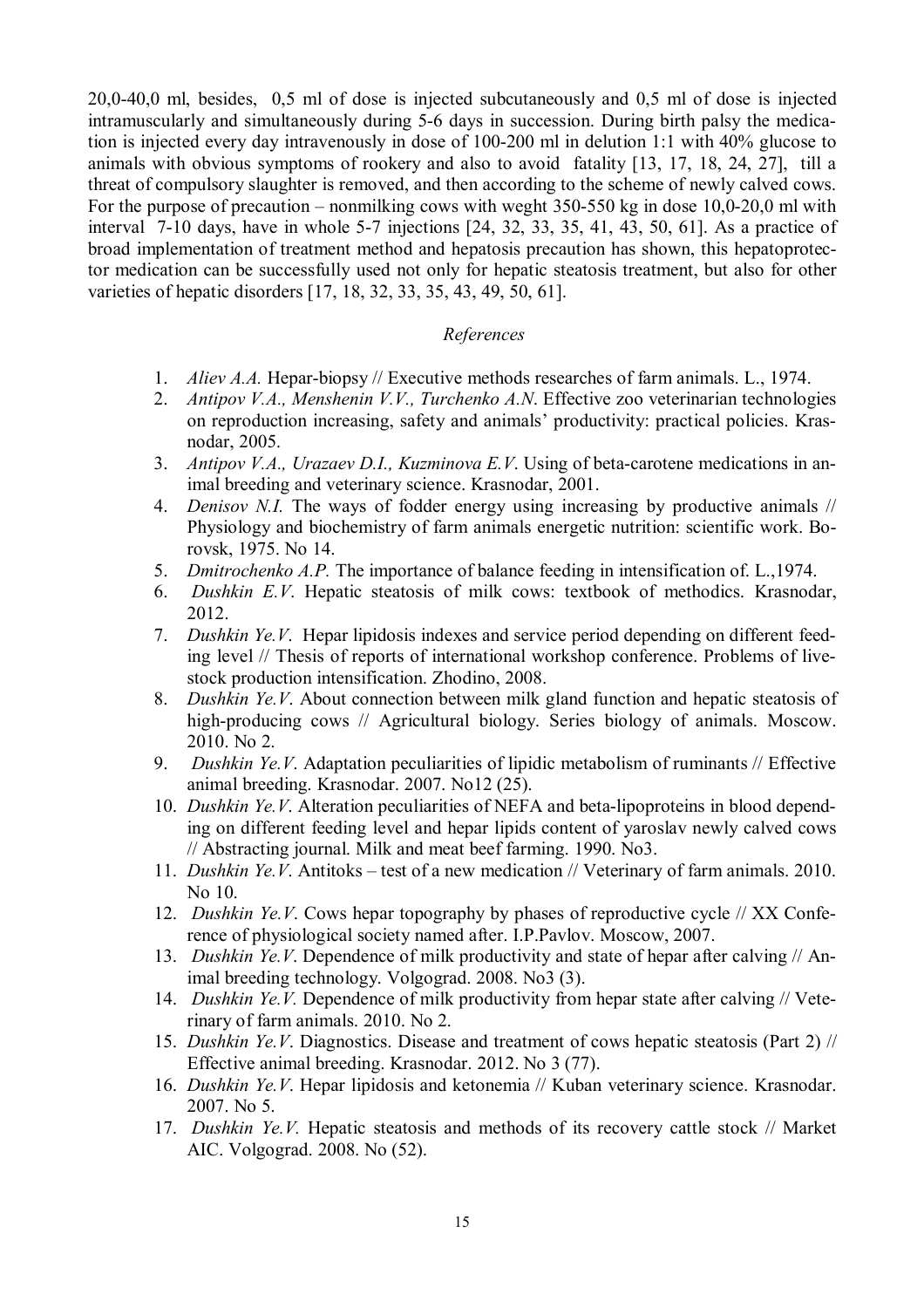20,0-40,0 ml, besides, 0,5 ml of dose is injected subcutaneously and 0,5 ml of dose is injected intramuscularly and simultaneously during 5-6 days in succession. During birth palsy the medication is injected every day intravenously in dose of 100-200 ml in delution 1:1 with 40% glucose to animals with obvious symptoms of rookery and also to avoid fatality [13, 17, 18, 24, 27], till a threat of compulsory slaughter is removed, and then according to the scheme of newly calved cows. For the purpose of precaution – nonmilking cows with weght 350-550 kg in dose 10,0-20,0 ml with interval 7-10 days, have in whole 5-7 injections [24, 32, 33, 35, 41, 43, 50, 61]. As a practice of broad implementation of treatment method and hepatosis precaution has shown, this hepatoprotector medication can be successfully used not only for hepatic steatosis treatment, but also for other varieties of hepatic disorders [17, 18, 32, 33, 35, 43, 49, 50, 61].

### *References*

1. *Aliev A.A.* Hepar-biopsy // Executive methods researches of farm animals. L., 1974.
2. *Antipov V.A., Menshenin V.V., Turchenko A.N*. Effective zoo veterinarian technologies on reproduction increasing, safety and animals' productivity: practical policies. Krasnodar, 2005.
3. *Antipov V.A., Urazaev D.I., Kuzminova E.V*. Using of beta-carotene medications in animal breeding and veterinary science. Krasnodar, 2001.
4. *Denisov N.I.* The ways of fodder energy using increasing by productive animals // Physiology and biochemistry of farm animals energetic nutrition: scientific work. Borovsk, 1975. No 14.
5. *Dmitrochenko A.P.* The importance of balance feeding in intensification of. L.,1974.
6. *Dushkin E.V*. Hepatic steatosis of milk cows: textbook of methodics. Krasnodar, 2012.
7. *Dushkin Ye.V*. Hepar lipidosis indexes and service period depending on different feeding level // Thesis of reports of international workshop conference. Problems of livestock production intensification. Zhodino, 2008.
8. *Dushkin Ye.V*. About connection between milk gland function and hepatic steatosis of high-producing cows // Agricultural biology. Series biology of animals. Moscow. 2010. No 2.
9. *Dushkin Ye.V*. Adaptation peculiarities of lipidic metabolism of ruminants // Effective animal breeding. Krasnodar. 2007. No12 (25).
10. *Dushkin Ye.V*. Alteration peculiarities of NEFA and beta-lipoproteins in blood depending on different feeding level and hepar lipids content of yaroslav newly calved cows // Abstracting journal. Milk and meat beef farming. 1990. No3.
11. *Dushkin Ye.V*. Antitoks – test of a new medication // Veterinary of farm animals. 2010. No 10.
12. *Dushkin Ye.V*. Cows hepar topography by phases of reproductive cycle // XX Conference of physiological society named after. I.P.Pavlov. Moscow, 2007.
13. *Dushkin Ye.V*. Dependence of milk productivity and state of hepar after calving // Animal breeding technology. Volgograd. 2008. No3 (3).
14. *Dushkin Ye.V.* Dependence of milk productivity from hepar state after calving // Veterinary of farm animals. 2010. No 2.
15. *Dushkin Ye.V*. Diagnostics. Disease and treatment of cows hepatic steatosis (Part 2) // Effective animal breeding. Krasnodar. 2012. No 3 (77).
16. *Dushkin Ye.V*. Hepar lipidosis and ketonemia // Kuban veterinary science. Krasnodar. 2007. No 5.
17. *Dushkin Ye.V.* Hepatic steatosis and methods of its recovery cattle stock // Market AIC. Volgograd. 2008. No (52).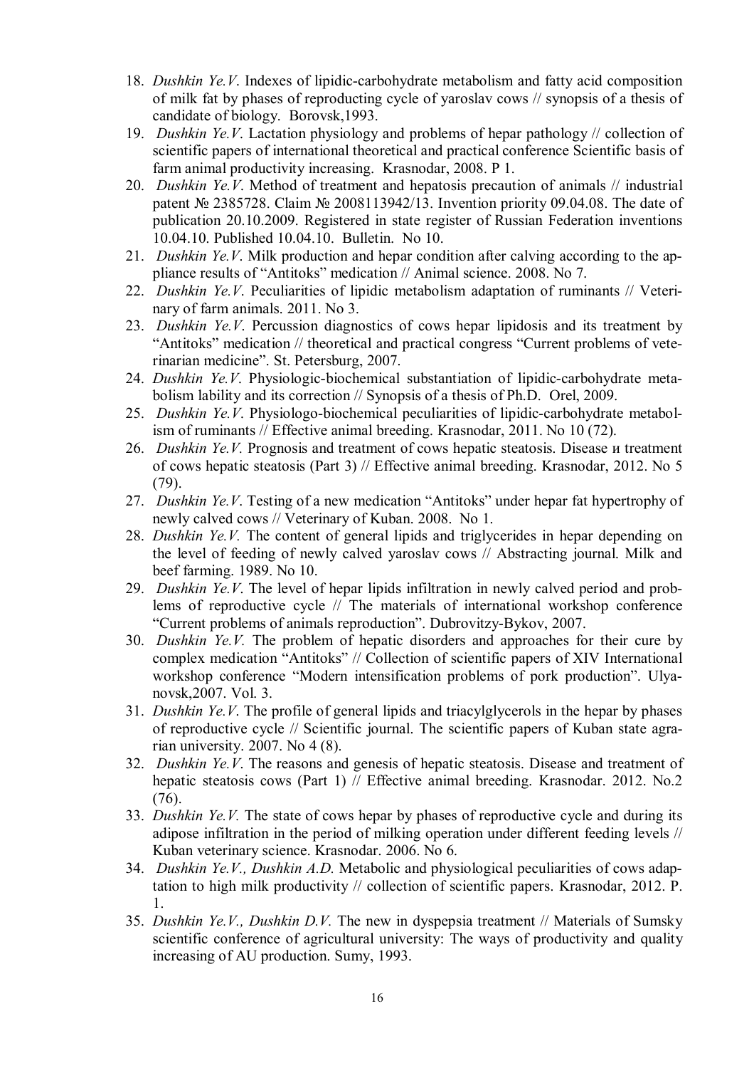18. *Dushkin Ye.V*. Indexes of lipidic-carbohydrate metabolism and fatty acid composition of milk fat by phases of reproducting cycle of yaroslav cows // synopsis of a thesis of candidate of biology. Borovsk,1993.
19. *Dushkin Ye.V*. Lactation physiology and problems of hepar pathology // collection of scientific papers of international theoretical and practical conference Scientific basis of farm animal productivity increasing. Krasnodar, 2008. P 1.
20. *Dushkin Ye.V*. Method of treatment and hepatosis precaution of animals // industrial patent № 2385728. Claim № 2008113942/13. Invention priority 09.04.08. The date of publication 20.10.2009. Registered in state register of Russian Federation inventions 10.04.10. Published 10.04.10. Bulletin. No 10.
21. *Dushkin Ye.V*. Milk production and hepar condition after calving according to the appliance results of "Antitoks" medication // Animal science. 2008. No 7.
22. *Dushkin Ye.V*. Peculiarities of lipidic metabolism adaptation of ruminants // Veterinary of farm animals. 2011. No 3.
23. *Dushkin Ye.V*. Percussion diagnostics of cows hepar lipidosis and its treatment by "Antitoks" medication // theoretical and practical congress "Current problems of veterinarian medicine". St. Petersburg, 2007.
24. *Dushkin Ye.V*. Physiologic-biochemical substantiation of lipidic-carbohydrate metabolism lability and its correction // Synopsis of a thesis of Ph.D. Orel, 2009.
25. *Dushkin Ye.V*. Physiologo-biochemical peculiarities of lipidic-carbohydrate metabolism of ruminants // Effective animal breeding. Krasnodar, 2011. No 10 (72).
26. *Dushkin Ye.V.* Prognosis and treatment of cows hepatic steatosis. Disease и treatment of cows hepatic steatosis (Part 3) // Effective animal breeding. Krasnodar, 2012. No 5 (79).
27. *Dushkin Ye.V*. Testing of a new medication "Antitoks" under hepar fat hypertrophy of newly calved cows // Veterinary of Kuban. 2008. No 1.
28. *Dushkin Ye.V.* The content of general lipids and triglycerides in hepar depending on the level of feeding of newly calved yaroslav cows // Abstracting journal. Milk and beef farming. 1989. No 10.
29. *Dushkin Ye.V*. The level of hepar lipids infiltration in newly calved period and problems of reproductive cycle // The materials of international workshop conference "Current problems of animals reproduction". Dubrovitzy-Bykov, 2007.
30. *Dushkin Ye.V.* The problem of hepatic disorders and approaches for their cure by complex medication "Antitoks" // Collection of scientific papers of XIV International workshop conference "Modern intensification problems of pork production". Ulyanovsk,2007. Vol. 3.
31. *Dushkin Ye.V*. The profile of general lipids and triacylglycerols in the hepar by phases of reproductive cycle // Scientific journal. The scientific papers of Kuban state agrarian university. 2007. No 4 (8).
32. *Dushkin Ye.V*. The reasons and genesis of hepatic steatosis. Disease and treatment of hepatic steatosis cows (Part 1) // Effective animal breeding. Krasnodar. 2012. No.2 (76).
33. *Dushkin Ye.V.* The state of cows hepar by phases of reproductive cycle and during its adipose infiltration in the period of milking operation under different feeding levels // Kuban veterinary science. Krasnodar. 2006. No 6.
34. *Dushkin Ye.V., Dushkin A.D.* Metabolic and physiological peculiarities of cows adaptation to high milk productivity // collection of scientific papers. Krasnodar, 2012. P. 1.
35. *Dushkin Ye.V., Dushkin D.V.* The new in dyspepsia treatment // Materials of Sumsky scientific conference of agricultural university: The ways of productivity and quality increasing of AU production. Sumy, 1993.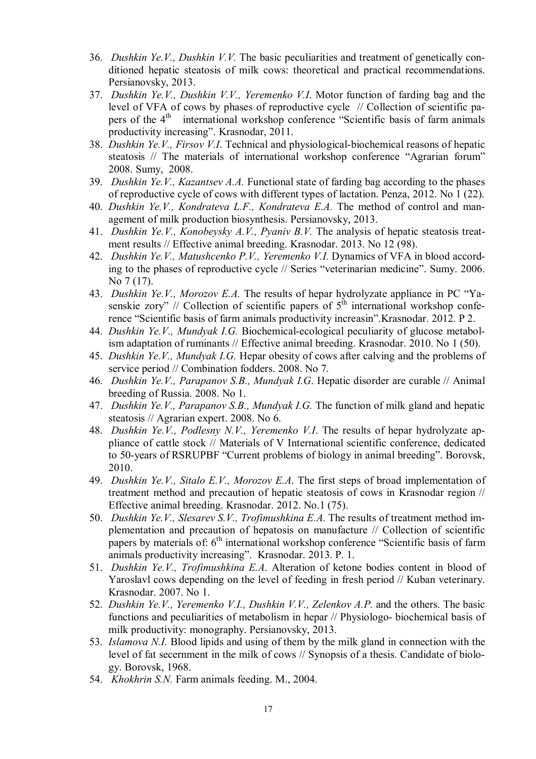36. *Dushkin Ye.V., Dushkin V.V.* The basic peculiarities and treatment of genetically conditioned hepatic steatosis of milk cows: theoretical and practical recommendations. Persianovsky, 2013.
37. *Dushkin Ye.V., Dushkin V.V., Yeremenko V.I*. Motor function of farding bag and the level of VFA of cows by phases of reproductive cycle // Collection of scientific papers of the 4th international workshop conference "Scientific basis of farm animals productivity increasing". Krasnodar, 2011.
38. *Dushkin Ye.V., Firsov V.I*. Technical and physiological-biochemical reasons of hepatic steatosis // The materials of international workshop conference "Agrarian forum" 2008. Sumy, 2008.
39. *Dushkin Ye.V., Kazantsev A.A.* Functional state of farding bag according to the phases of reproductive cycle of cows with different types of lactation. Penza, 2012. No 1 (22).
40. *Dushkin Ye.V., Kondrateva L.F., Kondrateva E.A.* The method of control and management of milk production biosynthesis. Persianovsky, 2013.
41. *Dushkin Ye.V., Konobeysky A.V., Pyaniv B.V.* The analysis of hepatic steatosis treatment results // Effective animal breeding. Krasnodar. 2013. No 12 (98).
42. *Dushkin Ye.V., Matushcenko P.V., Yeremenko V.I.* Dynamics of VFA in blood according to the phases of reproductive cycle // Series "veterinarian medicine". Sumy. 2006. No 7 (17).
43. *Dushkin Ye.V., Morozov E.A.* The results of hepar hydrolyzate appliance in PC "Yasenskie zory" // Collection of scientific papers of 5th international workshop conference "Scientific basis of farm animals productivity increasin".Krasnodar. 2012. P 2.
44. *Dushkin Ye.V., Mundyak I.G.* Biochemical-ecological peculiarity of glucose metabolism adaptation of ruminants // Effective animal breeding. Krasnodar. 2010. No 1 (50).
45. *Dushkin Ye.V., Mundyak I.G.* Hepar obesity of cows after calving and the problems of service period // Combination fodders. 2008. No 7.
46. *Dushkin Ye.V., Parapanov S.B., Mundyak I.G*. Hepatic disorder are curable // Animal breeding of Russia. 2008. No 1.
47. *Dushkin Ye.V., Parapanov S.B., Mundyak I.G.* The function of milk gland and hepatic steatosis // Agrarian expert. 2008. No 6.
48. *Dushkin Ye.V., Podlesny N.V., Yeremenko V.I*. The results of hepar hydrolyzate appliance of cattle stock // Materials of V International scientific conference, dedicated to 50-years of RSRUPBF "Current problems of biology in animal breeding". Borovsk, 2010.
49. *Dushkin Ye.V., Sitalo E.V., Morozov E.A*. The first steps of broad implementation of treatment method and precaution of hepatic steatosis of cows in Krasnodar region // Effective animal breeding. Krasnodar. 2012. No.1 (75).
50. *Dushkin Ye.V., Slesarev S.V., Trofimushkina E.A.* The results of treatment method implementation and precaution of hepatosis on manufacture // Collection of scientific papers by materials of: 6th international workshop conference "Scientific basis of farm animals productivity increasing". Krasnodar. 2013. P. 1.
51. *Dushkin Ye.V., Trofimushkina E.A*. Alteration of ketone bodies content in blood of Yaroslavl cows depending on the level of feeding in fresh period // Kuban veterinary. Krasnodar. 2007. No 1.
52. *Dushkin Ye.V., Yeremenko V.I., Dushkin V.V., Zelenkov A.P.* and the others. The basic functions and peculiarities of metabolism in hepar // Physiologo- biochemical basis of milk productivity: monography. Persianovsky, 2013.
53. *Islamova N.I.* Blood lipids and using of them by the milk gland in connection with the level of fat secernment in the milk of cows // Synopsis of a thesis. Candidate of biology. Borovsk, 1968.
54. *Khokhrin S.N.* Farm animals feeding. M., 2004.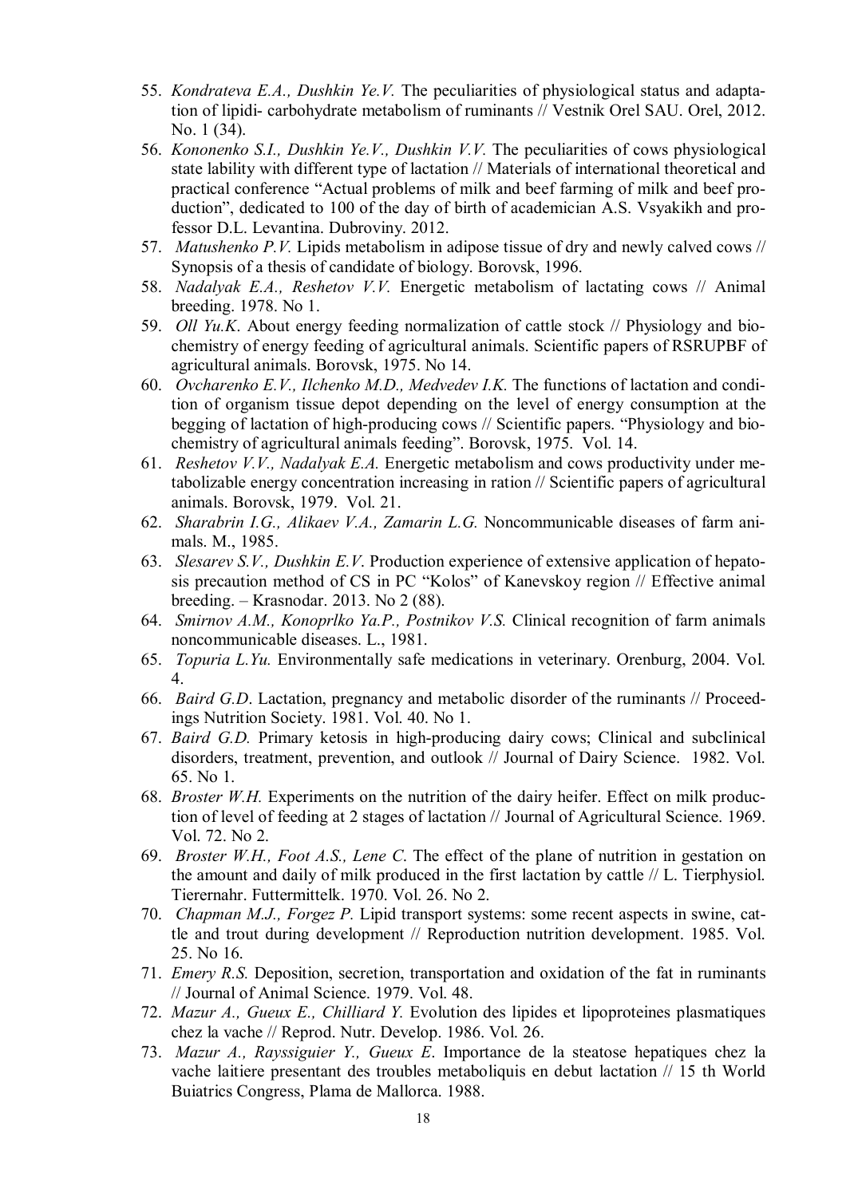55. *Kondrateva E.A., Dushkin Ye.V.* The peculiarities of physiological status and adaptation of lipidi- carbohydrate metabolism of ruminants // Vestnik Orel SAU. Orel, 2012. No. 1 (34).
56. *Kononenko S.I., Dushkin Ye.V., Dushkin V.V.* The peculiarities of cows physiological state lability with different type of lactation // Materials of international theoretical and practical conference “Actual problems of milk and beef farming of milk and beef production”, dedicated to 100 of the day of birth of academician A.S. Vsyakikh and professor D.L. Levantina. Dubroviny. 2012.
57. *Matushenko P.V.* Lipids metabolism in adipose tissue of dry and newly calved cows // Synopsis of a thesis of candidate of biology. Borovsk, 1996.
58. *Nadalyak E.A., Reshetov V.V.* Energetic metabolism of lactating cows // Animal breeding. 1978. No 1.
59. *Oll Yu.K.* About energy feeding normalization of cattle stock // Physiology and biochemistry of energy feeding of agricultural animals. Scientific papers of RSRUPBF of agricultural animals. Borovsk, 1975. No 14.
60. *Ovcharenko E.V., Ilchenko M.D., Medvedev I.K.* The functions of lactation and condition of organism tissue depot depending on the level of energy consumption at the begging of lactation of high-producing cows // Scientific papers. “Physiology and biochemistry of agricultural animals feeding”. Borovsk, 1975. Vol. 14.
61. *Reshetov V.V., Nadalyak E.A.* Energetic metabolism and cows productivity under metabolizable energy concentration increasing in ration // Scientific papers of agricultural animals. Borovsk, 1979. Vol. 21.
62. *Sharabrin I.G., Alikaev V.A., Zamarin L.G.* Noncommunicable diseases of farm animals. M., 1985.
63. *Slesarev S.V., Dushkin E.V.* Production experience of extensive application of hepatosis precaution method of CS in PC “Kolos” of Kanevskoy region // Effective animal breeding. – Krasnodar. 2013. No 2 (88).
64. *Smirnov A.M., Konoprlko Ya.P., Postnikov V.S.* Clinical recognition of farm animals noncommunicable diseases. L., 1981.
65. *Topuria L.Yu.* Environmentally safe medications in veterinary. Orenburg, 2004. Vol. 4.
66. *Baird G.D.* Lactation, pregnancy and metabolic disorder of the ruminants // Proceedings Nutrition Society. 1981. Vol. 40. No 1.
67. *Baird G.D.* Primary ketosis in high-producing dairy cows; Clinical and subclinical disorders, treatment, prevention, and outlook // Journal of Dairy Science. 1982. Vol. 65. No 1.
68. *Broster W.H.* Experiments on the nutrition of the dairy heifer. Effect on milk production of level of feeding at 2 stages of lactation // Journal of Agricultural Science. 1969. Vol. 72. No 2.
69. *Broster W.H., Foot A.S., Lene C.* The effect of the plane of nutrition in gestation on the amount and daily of milk produced in the first lactation by cattle // L. Tierphysiol. Tierernahr. Futtermittelk. 1970. Vol. 26. No 2.
70. *Chapman M.J., Forgez P.* Lipid transport systems: some recent aspects in swine, cattle and trout during development // Reproduction nutrition development. 1985. Vol. 25. No 16.
71. *Emery R.S.* Deposition, secretion, transportation and oxidation of the fat in ruminants // Journal of Animal Science. 1979. Vol. 48.
72. *Mazur A., Gueux E., Chilliard Y.* Evolution des lipides et lipoproteines plasmatiques chez la vache // Reprod. Nutr. Develop. 1986. Vol. 26.
73. *Mazur A., Rayssiguier Y., Gueux E.* Importance de la steatose hepatiques chez la vache laitiere presentant des troubles metaboliquis en debut lactation // 15 th World Buiatrics Congress, Plama de Mallorca. 1988.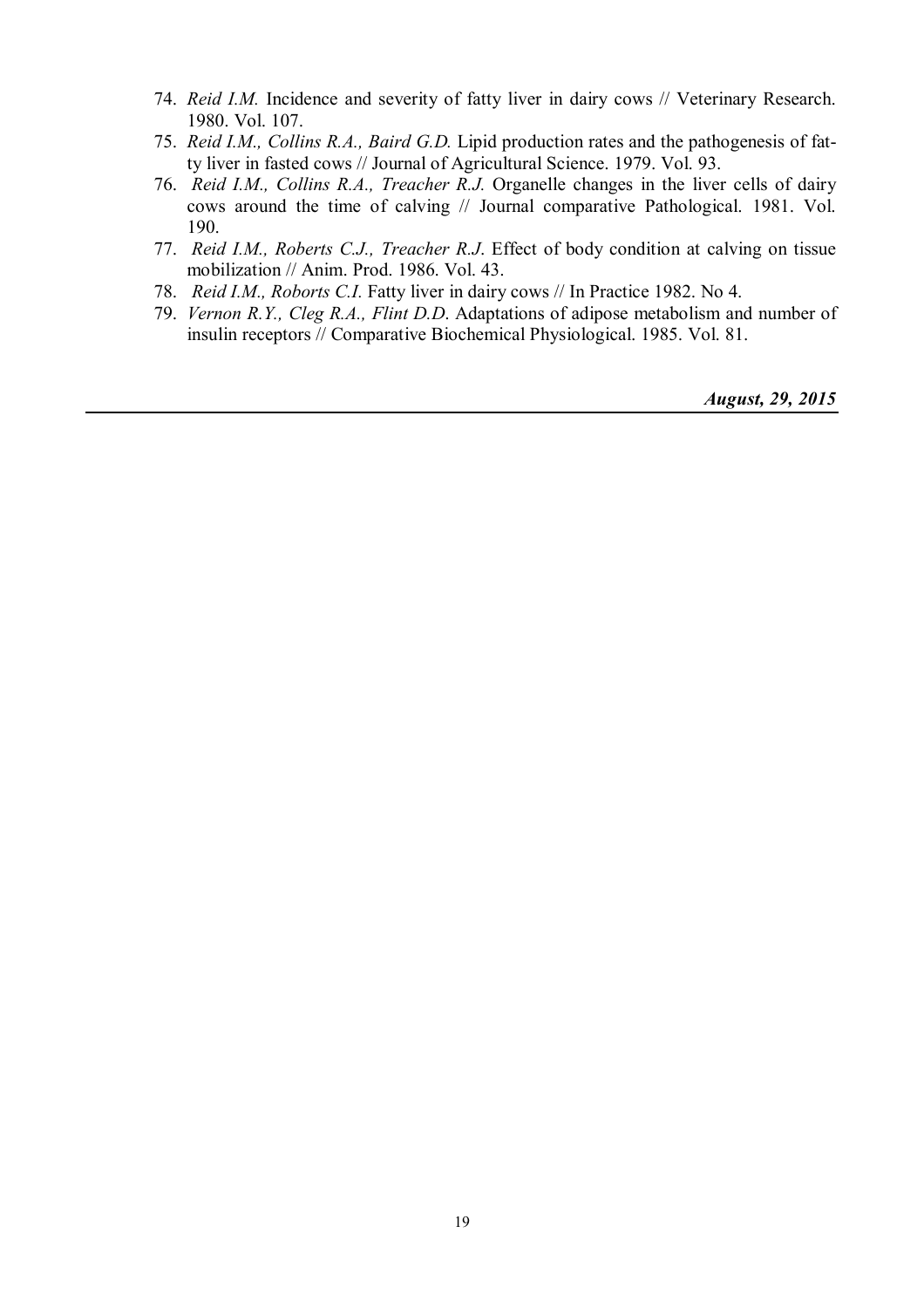74. *Reid I.M.* Incidence and severity of fatty liver in dairy cows // Veterinary Research. 1980. Vol. 107.
75. *Reid I.M., Collins R.A., Baird G.D.* Lipid production rates and the pathogenesis of fatty liver in fasted cows // Journal of Agricultural Science. 1979. Vol. 93.
76. *Reid I.M., Collins R.A., Treacher R.J.* Organelle changes in the liver cells of dairy cows around the time of calving // Journal comparative Pathological. 1981. Vol. 190.
77. *Reid I.M., Roberts C.J., Treacher R.J*. Effect of body condition at calving on tissue mobilization // Anim. Prod. 1986. Vol. 43.
78. *Reid I.M., Roborts C.I.* Fatty liver in dairy cows // In Practice 1982. No 4.
79. *Vernon R.Y., Cleg R.A., Flint D.D*. Adaptations of adipose metabolism and number of insulin receptors // Comparative Biochemical Physiological. 1985. Vol. 81.

***August, 29, 2015***